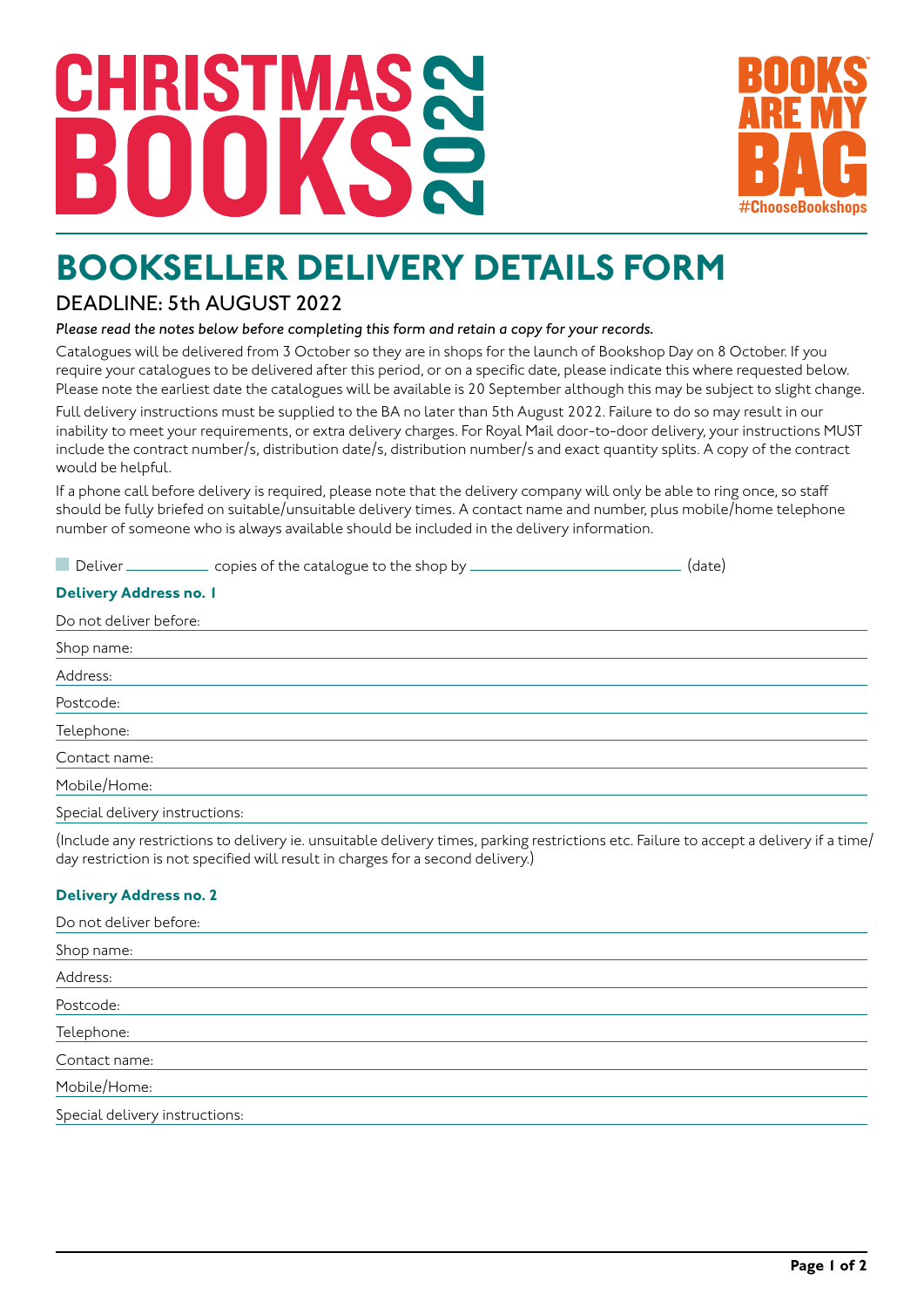# CHRISTMAS BOOKS 2022

BOOKS ARE MY BAG
#ChooseBookshops

## BOOKSELLER DELIVERY DETAILS FORM

### DEADLINE: 5th AUGUST 2022

*Please read the notes below before completing this form and retain a copy for your records.*

Catalogues will be delivered from 3 October so they are in shops for the launch of Bookshop Day on 8 October. If you require your catalogues to be delivered after this period, or on a specific date, please indicate this where requested below. Please note the earliest date the catalogues will be available is 20 September although this may be subject to slight change.

Full delivery instructions must be supplied to the BA no later than 5th August 2022. Failure to do so may result in our inability to meet your requirements, or extra delivery charges. For Royal Mail door-to-door delivery, your instructions MUST include the contract number/s, distribution date/s, distribution number/s and exact quantity splits. A copy of the contract would be helpful.

If a phone call before delivery is required, please note that the delivery company will only be able to ring once, so staff should be fully briefed on suitable/unsuitable delivery times. A contact name and number, plus mobile/home telephone number of someone who is always available should be included in the delivery information.

☐ Deliver __________ copies of the catalogue to the shop by __________________________ (date)

**Delivery Address no. 1**

Do not deliver before:

Shop name:

Address:

Postcode:

Telephone:

Contact name:

Mobile/Home:

Special delivery instructions:

(Include any restrictions to delivery ie. unsuitable delivery times, parking restrictions etc. Failure to accept a delivery if a time/day restriction is not specified will result in charges for a second delivery.)

**Delivery Address no. 2**

Do not deliver before:

Shop name:

Address:

Postcode:

Telephone:

Contact name:

Mobile/Home:

Special delivery instructions: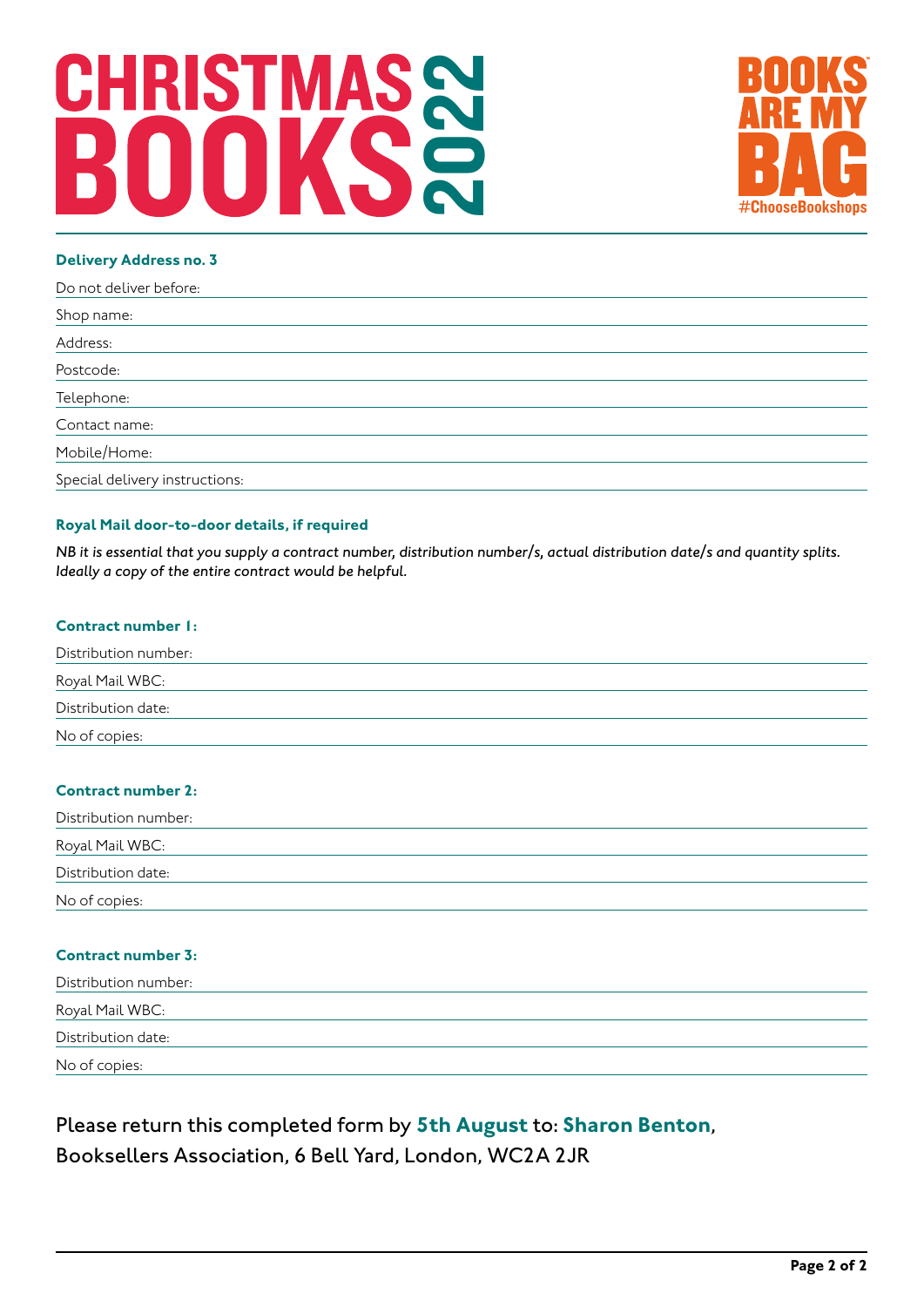# CHRISTMAS BOOKS 2022

BOOKS ARE MY BAG
#ChooseBookshops

**Delivery Address no. 3**

Do not deliver before:

Shop name:

Address:

Postcode:

Telephone:

Contact name:

Mobile/Home:

Special delivery instructions:

**Royal Mail door-to-door details, if required**

*NB it is essential that you supply a contract number, distribution number/s, actual distribution date/s and quantity splits. Ideally a copy of the entire contract would be helpful.*

**Contract number 1:**

Distribution number:

Royal Mail WBC:

Distribution date:

No of copies:

**Contract number 2:**

Distribution number:

Royal Mail WBC:

Distribution date:

No of copies:

**Contract number 3:**

Distribution number:

Royal Mail WBC:

Distribution date:

No of copies:

Please return this completed form by **5th August** to: **Sharon Benton**, Booksellers Association, 6 Bell Yard, London, WC2A 2JR